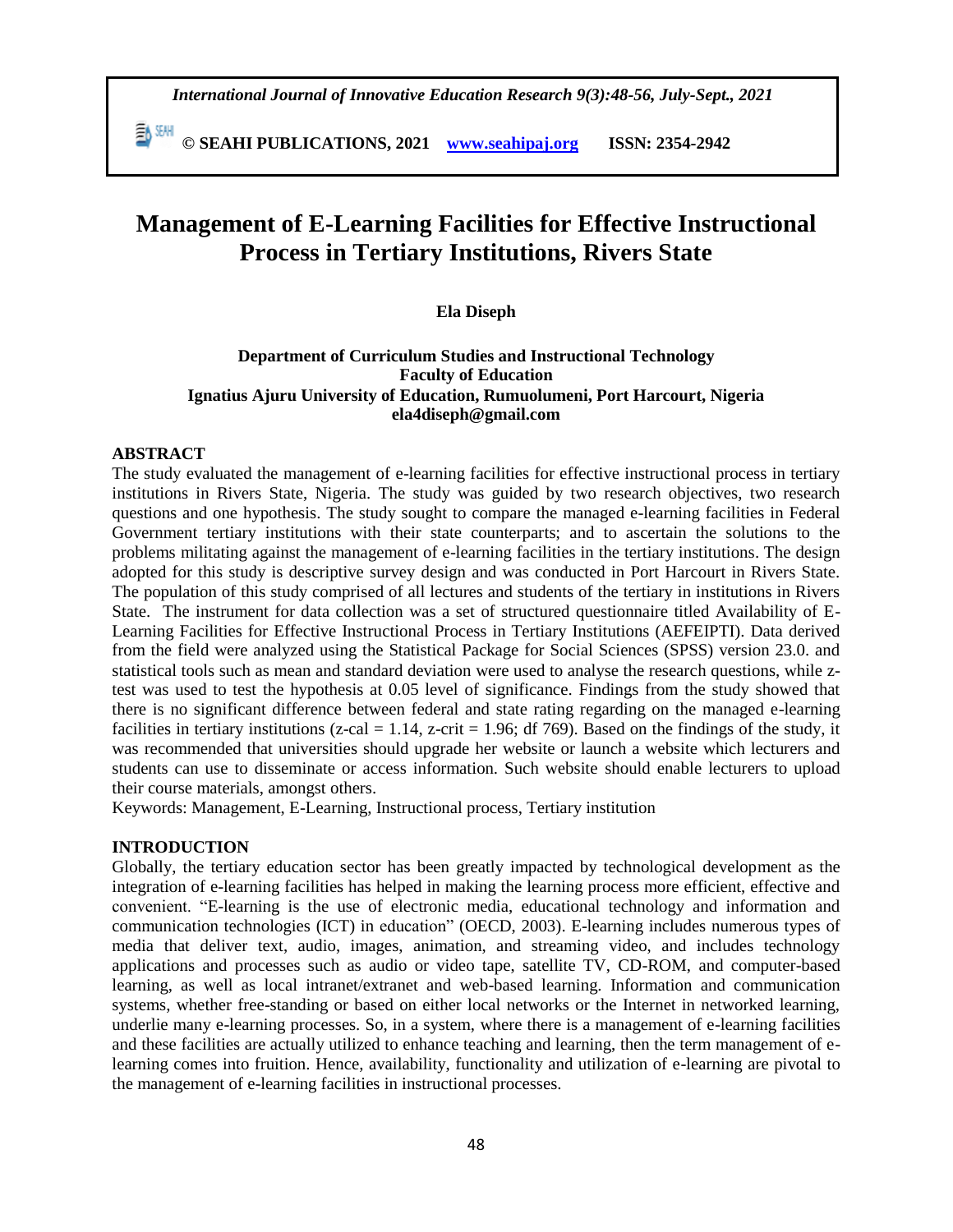# Management of E-Learning Facilities for Effective Instructional Process in Tertiary Institutions, Rivers State

**Ela Diseph**

**Department of Curriculum Studies and Instructional Technology**
**Faculty of Education**
**Ignatius Ajuru University of Education, Rumuolumeni, Port Harcourt, Nigeria**
**ela4diseph@gmail.com**

## ABSTRACT

The study evaluated the management of e-learning facilities for effective instructional process in tertiary institutions in Rivers State, Nigeria. The study was guided by two research objectives, two research questions and one hypothesis. The study sought to compare the managed e-learning facilities in Federal Government tertiary institutions with their state counterparts; and to ascertain the solutions to the problems militating against the management of e-learning facilities in the tertiary institutions. The design adopted for this study is descriptive survey design and was conducted in Port Harcourt in Rivers State. The population of this study comprised of all lectures and students of the tertiary in institutions in Rivers State. The instrument for data collection was a set of structured questionnaire titled Availability of E-Learning Facilities for Effective Instructional Process in Tertiary Institutions (AEFEIPTI). Data derived from the field were analyzed using the Statistical Package for Social Sciences (SPSS) version 23.0. and statistical tools such as mean and standard deviation were used to analyse the research questions, while z-test was used to test the hypothesis at 0.05 level of significance. Findings from the study showed that there is no significant difference between federal and state rating regarding on the managed e-learning facilities in tertiary institutions (z-cal = 1.14, z-crit = 1.96; df 769). Based on the findings of the study, it was recommended that universities should upgrade her website or launch a website which lecturers and students can use to disseminate or access information. Such website should enable lecturers to upload their course materials, amongst others.

Keywords: Management, E-Learning, Instructional process, Tertiary institution

## INTRODUCTION

Globally, the tertiary education sector has been greatly impacted by technological development as the integration of e-learning facilities has helped in making the learning process more efficient, effective and convenient. "E-learning is the use of electronic media, educational technology and information and communication technologies (ICT) in education" (OECD, 2003). E-learning includes numerous types of media that deliver text, audio, images, animation, and streaming video, and includes technology applications and processes such as audio or video tape, satellite TV, CD-ROM, and computer-based learning, as well as local intranet/extranet and web-based learning. Information and communication systems, whether free-standing or based on either local networks or the Internet in networked learning, underlie many e-learning processes. So, in a system, where there is a management of e-learning facilities and these facilities are actually utilized to enhance teaching and learning, then the term management of e-learning comes into fruition. Hence, availability, functionality and utilization of e-learning are pivotal to the management of e-learning facilities in instructional processes.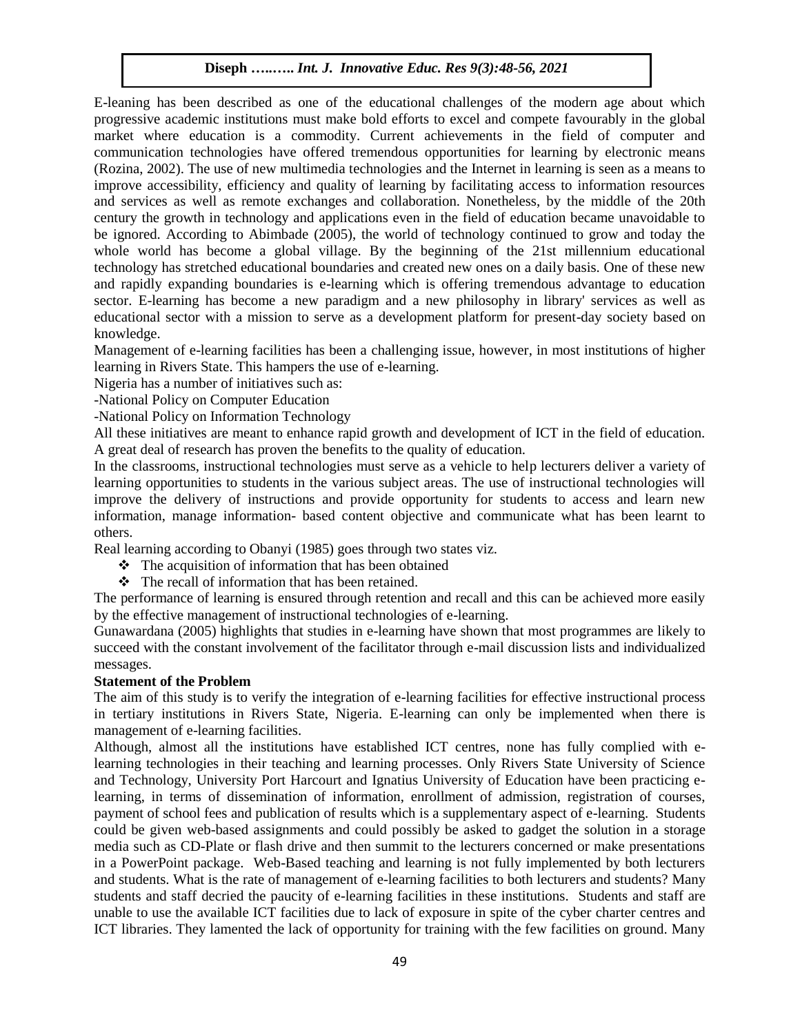E-leaning has been described as one of the educational challenges of the modern age about which progressive academic institutions must make bold efforts to excel and compete favourably in the global market where education is a commodity. Current achievements in the field of computer and communication technologies have offered tremendous opportunities for learning by electronic means (Rozina, 2002). The use of new multimedia technologies and the Internet in learning is seen as a means to improve accessibility, efficiency and quality of learning by facilitating access to information resources and services as well as remote exchanges and collaboration. Nonetheless, by the middle of the 20th century the growth in technology and applications even in the field of education became unavoidable to be ignored. According to Abimbade (2005), the world of technology continued to grow and today the whole world has become a global village. By the beginning of the 21st millennium educational technology has stretched educational boundaries and created new ones on a daily basis. One of these new and rapidly expanding boundaries is e-learning which is offering tremendous advantage to education sector. E-learning has become a new paradigm and a new philosophy in library' services as well as educational sector with a mission to serve as a development platform for present-day society based on knowledge.

Management of e-learning facilities has been a challenging issue, however, in most institutions of higher learning in Rivers State. This hampers the use of e-learning.

Nigeria has a number of initiatives such as:

-National Policy on Computer Education

-National Policy on Information Technology

All these initiatives are meant to enhance rapid growth and development of ICT in the field of education. A great deal of research has proven the benefits to the quality of education.

In the classrooms, instructional technologies must serve as a vehicle to help lecturers deliver a variety of learning opportunities to students in the various subject areas. The use of instructional technologies will improve the delivery of instructions and provide opportunity for students to access and learn new information, manage information- based content objective and communicate what has been learnt to others.

Real learning according to Obanyi (1985) goes through two states viz.

- The acquisition of information that has been obtained
- The recall of information that has been retained.

The performance of learning is ensured through retention and recall and this can be achieved more easily by the effective management of instructional technologies of e-learning.

Gunawardana (2005) highlights that studies in e-learning have shown that most programmes are likely to succeed with the constant involvement of the facilitator through e-mail discussion lists and individualized messages.

**Statement of the Problem**

The aim of this study is to verify the integration of e-learning facilities for effective instructional process in tertiary institutions in Rivers State, Nigeria. E-learning can only be implemented when there is management of e-learning facilities.

Although, almost all the institutions have established ICT centres, none has fully complied with e-learning technologies in their teaching and learning processes. Only Rivers State University of Science and Technology, University Port Harcourt and Ignatius University of Education have been practicing e-learning, in terms of dissemination of information, enrollment of admission, registration of courses, payment of school fees and publication of results which is a supplementary aspect of e-learning. Students could be given web-based assignments and could possibly be asked to gadget the solution in a storage media such as CD-Plate or flash drive and then summit to the lecturers concerned or make presentations in a PowerPoint package. Web-Based teaching and learning is not fully implemented by both lecturers and students. What is the rate of management of e-learning facilities to both lecturers and students? Many students and staff decried the paucity of e-learning facilities in these institutions. Students and staff are unable to use the available ICT facilities due to lack of exposure in spite of the cyber charter centres and ICT libraries. They lamented the lack of opportunity for training with the few facilities on ground. Many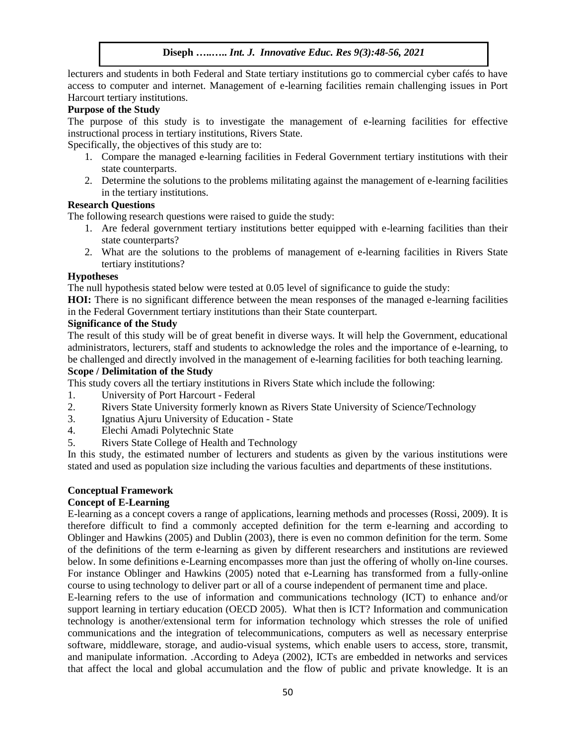lecturers and students in both Federal and State tertiary institutions go to commercial cyber cafés to have access to computer and internet. Management of e-learning facilities remain challenging issues in Port Harcourt tertiary institutions.

**Purpose of the Study**

The purpose of this study is to investigate the management of e-learning facilities for effective instructional process in tertiary institutions, Rivers State.

Specifically, the objectives of this study are to:

1. Compare the managed e-learning facilities in Federal Government tertiary institutions with their state counterparts.
2. Determine the solutions to the problems militating against the management of e-learning facilities in the tertiary institutions.

**Research Questions**

The following research questions were raised to guide the study:

1. Are federal government tertiary institutions better equipped with e-learning facilities than their state counterparts?
2. What are the solutions to the problems of management of e-learning facilities in Rivers State tertiary institutions?

**Hypotheses**

The null hypothesis stated below were tested at 0.05 level of significance to guide the study:

**HOI:** There is no significant difference between the mean responses of the managed e-learning facilities in the Federal Government tertiary institutions than their State counterpart.

**Significance of the Study**

The result of this study will be of great benefit in diverse ways. It will help the Government, educational administrators, lecturers, staff and students to acknowledge the roles and the importance of e-learning, to be challenged and directly involved in the management of e-learning facilities for both teaching learning.

**Scope / Delimitation of the Study**

This study covers all the tertiary institutions in Rivers State which include the following:

1. University of Port Harcourt - Federal
2. Rivers State University formerly known as Rivers State University of Science/Technology
3. Ignatius Ajuru University of Education - State
4. Elechi Amadi Polytechnic State
5. Rivers State College of Health and Technology

In this study, the estimated number of lecturers and students as given by the various institutions were stated and used as population size including the various faculties and departments of these institutions.

**Conceptual Framework**

**Concept of E-Learning**

E-learning as a concept covers a range of applications, learning methods and processes (Rossi, 2009). It is therefore difficult to find a commonly accepted definition for the term e-learning and according to Oblinger and Hawkins (2005) and Dublin (2003), there is even no common definition for the term. Some of the definitions of the term e-learning as given by different researchers and institutions are reviewed below. In some definitions e-Learning encompasses more than just the offering of wholly on-line courses. For instance Oblinger and Hawkins (2005) noted that e-Learning has transformed from a fully-online course to using technology to deliver part or all of a course independent of permanent time and place.

E-learning refers to the use of information and communications technology (ICT) to enhance and/or support learning in tertiary education (OECD 2005). What then is ICT? Information and communication technology is another/extensional term for information technology which stresses the role of unified communications and the integration of telecommunications, computers as well as necessary enterprise software, middleware, storage, and audio-visual systems, which enable users to access, store, transmit, and manipulate information. .According to Adeya (2002), ICTs are embedded in networks and services that affect the local and global accumulation and the flow of public and private knowledge. It is an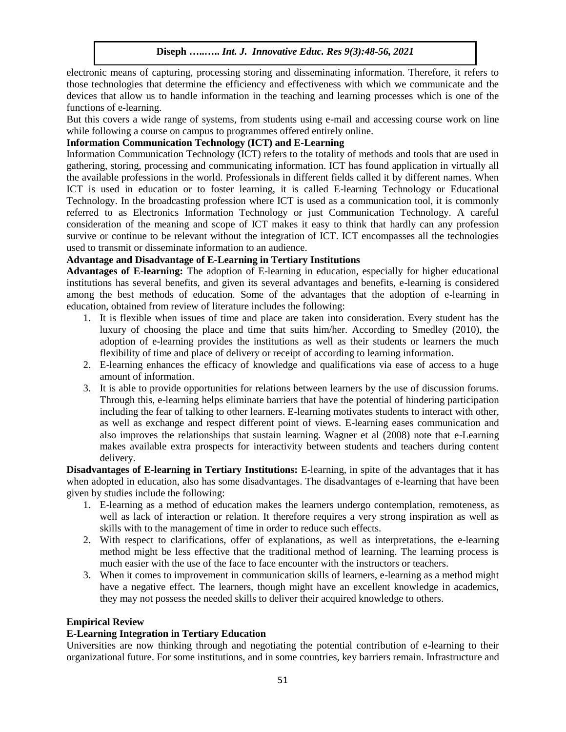electronic means of capturing, processing storing and disseminating information. Therefore, it refers to those technologies that determine the efficiency and effectiveness with which we communicate and the devices that allow us to handle information in the teaching and learning processes which is one of the functions of e-learning.

But this covers a wide range of systems, from students using e-mail and accessing course work on line while following a course on campus to programmes offered entirely online.

**Information Communication Technology (ICT) and E-Learning**

Information Communication Technology (ICT) refers to the totality of methods and tools that are used in gathering, storing, processing and communicating information. ICT has found application in virtually all the available professions in the world. Professionals in different fields called it by different names. When ICT is used in education or to foster learning, it is called E-learning Technology or Educational Technology. In the broadcasting profession where ICT is used as a communication tool, it is commonly referred to as Electronics Information Technology or just Communication Technology. A careful consideration of the meaning and scope of ICT makes it easy to think that hardly can any profession survive or continue to be relevant without the integration of ICT. ICT encompasses all the technologies used to transmit or disseminate information to an audience.

**Advantage and Disadvantage of E-Learning in Tertiary Institutions**

**Advantages of E-learning:** The adoption of E-learning in education, especially for higher educational institutions has several benefits, and given its several advantages and benefits, e-learning is considered among the best methods of education. Some of the advantages that the adoption of e-learning in education, obtained from review of literature includes the following:

1. It is flexible when issues of time and place are taken into consideration. Every student has the luxury of choosing the place and time that suits him/her. According to Smedley (2010), the adoption of e-learning provides the institutions as well as their students or learners the much flexibility of time and place of delivery or receipt of according to learning information.
2. E-learning enhances the efficacy of knowledge and qualifications via ease of access to a huge amount of information.
3. It is able to provide opportunities for relations between learners by the use of discussion forums. Through this, e-learning helps eliminate barriers that have the potential of hindering participation including the fear of talking to other learners. E-learning motivates students to interact with other, as well as exchange and respect different point of views. E-learning eases communication and also improves the relationships that sustain learning. Wagner et al (2008) note that e-Learning makes available extra prospects for interactivity between students and teachers during content delivery.

**Disadvantages of E-learning in Tertiary Institutions:** E-learning, in spite of the advantages that it has when adopted in education, also has some disadvantages. The disadvantages of e-learning that have been given by studies include the following:

1. E-learning as a method of education makes the learners undergo contemplation, remoteness, as well as lack of interaction or relation. It therefore requires a very strong inspiration as well as skills with to the management of time in order to reduce such effects.
2. With respect to clarifications, offer of explanations, as well as interpretations, the e-learning method might be less effective that the traditional method of learning. The learning process is much easier with the use of the face to face encounter with the instructors or teachers.
3. When it comes to improvement in communication skills of learners, e-learning as a method might have a negative effect. The learners, though might have an excellent knowledge in academics, they may not possess the needed skills to deliver their acquired knowledge to others.

**Empirical Review**

**E-Learning Integration in Tertiary Education**

Universities are now thinking through and negotiating the potential contribution of e-learning to their organizational future. For some institutions, and in some countries, key barriers remain. Infrastructure and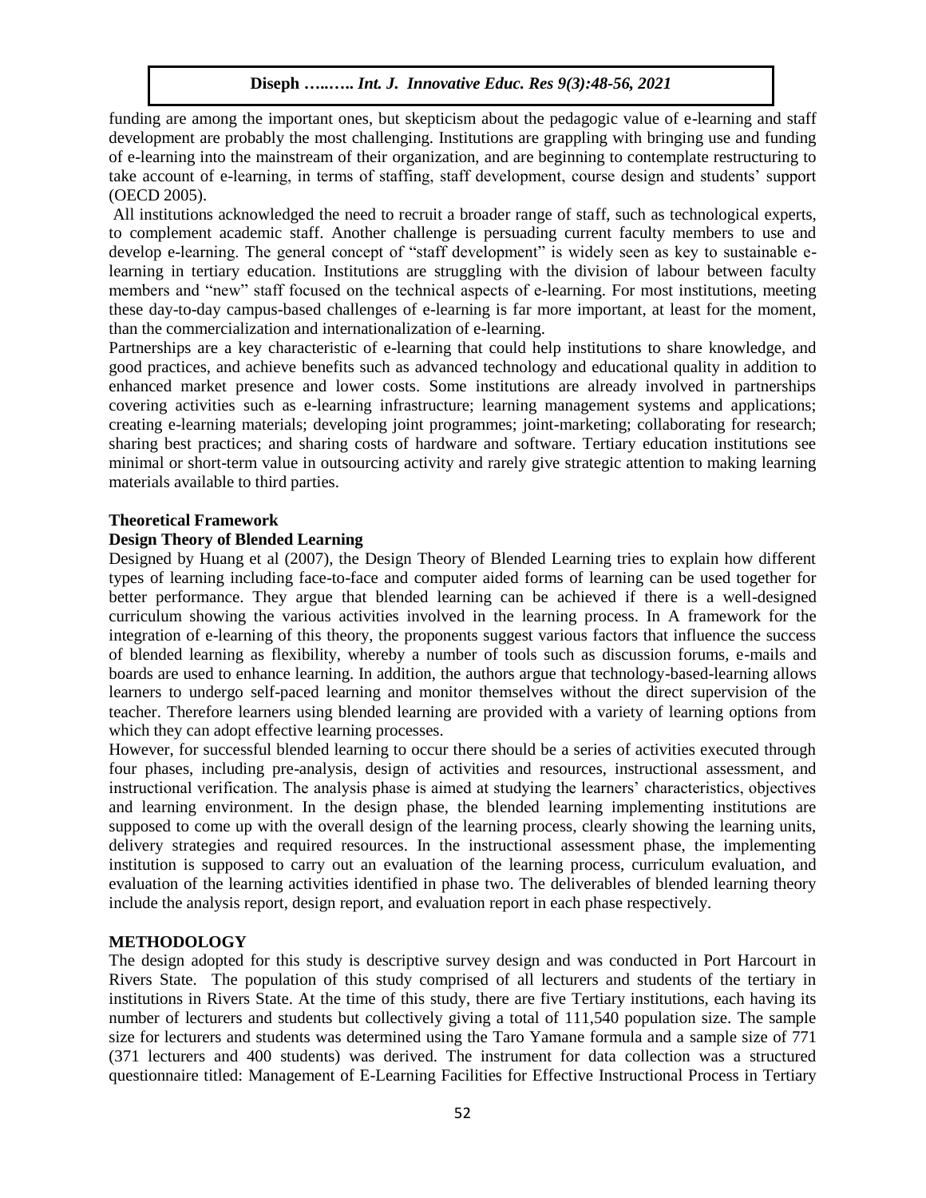funding are among the important ones, but skepticism about the pedagogic value of e-learning and staff development are probably the most challenging. Institutions are grappling with bringing use and funding of e-learning into the mainstream of their organization, and are beginning to contemplate restructuring to take account of e-learning, in terms of staffing, staff development, course design and students' support (OECD 2005).

All institutions acknowledged the need to recruit a broader range of staff, such as technological experts, to complement academic staff. Another challenge is persuading current faculty members to use and develop e-learning. The general concept of "staff development" is widely seen as key to sustainable e-learning in tertiary education. Institutions are struggling with the division of labour between faculty members and "new" staff focused on the technical aspects of e-learning. For most institutions, meeting these day-to-day campus-based challenges of e-learning is far more important, at least for the moment, than the commercialization and internationalization of e-learning.

Partnerships are a key characteristic of e-learning that could help institutions to share knowledge, and good practices, and achieve benefits such as advanced technology and educational quality in addition to enhanced market presence and lower costs. Some institutions are already involved in partnerships covering activities such as e-learning infrastructure; learning management systems and applications; creating e-learning materials; developing joint programmes; joint-marketing; collaborating for research; sharing best practices; and sharing costs of hardware and software. Tertiary education institutions see minimal or short-term value in outsourcing activity and rarely give strategic attention to making learning materials available to third parties.

## Theoretical Framework

### Design Theory of Blended Learning

Designed by Huang et al (2007), the Design Theory of Blended Learning tries to explain how different types of learning including face-to-face and computer aided forms of learning can be used together for better performance. They argue that blended learning can be achieved if there is a well-designed curriculum showing the various activities involved in the learning process. In A framework for the integration of e-learning of this theory, the proponents suggest various factors that influence the success of blended learning as flexibility, whereby a number of tools such as discussion forums, e-mails and boards are used to enhance learning. In addition, the authors argue that technology-based-learning allows learners to undergo self-paced learning and monitor themselves without the direct supervision of the teacher. Therefore learners using blended learning are provided with a variety of learning options from which they can adopt effective learning processes.

However, for successful blended learning to occur there should be a series of activities executed through four phases, including pre-analysis, design of activities and resources, instructional assessment, and instructional verification. The analysis phase is aimed at studying the learners' characteristics, objectives and learning environment. In the design phase, the blended learning implementing institutions are supposed to come up with the overall design of the learning process, clearly showing the learning units, delivery strategies and required resources. In the instructional assessment phase, the implementing institution is supposed to carry out an evaluation of the learning process, curriculum evaluation, and evaluation of the learning activities identified in phase two. The deliverables of blended learning theory include the analysis report, design report, and evaluation report in each phase respectively.

## METHODOLOGY

The design adopted for this study is descriptive survey design and was conducted in Port Harcourt in Rivers State. The population of this study comprised of all lecturers and students of the tertiary in institutions in Rivers State. At the time of this study, there are five Tertiary institutions, each having its number of lecturers and students but collectively giving a total of 111,540 population size. The sample size for lecturers and students was determined using the Taro Yamane formula and a sample size of 771 (371 lecturers and 400 students) was derived. The instrument for data collection was a structured questionnaire titled: Management of E-Learning Facilities for Effective Instructional Process in Tertiary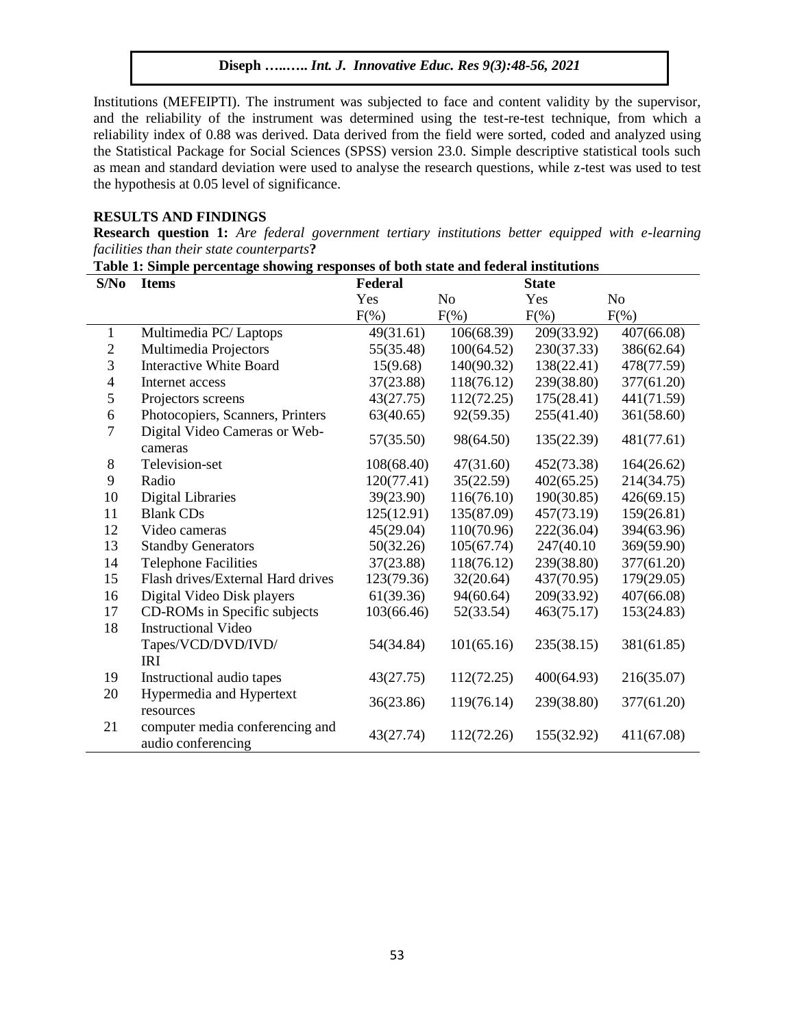Institutions (MEFEIPTI). The instrument was subjected to face and content validity by the supervisor, and the reliability of the instrument was determined using the test-re-test technique, from which a reliability index of 0.88 was derived. Data derived from the field were sorted, coded and analyzed using the Statistical Package for Social Sciences (SPSS) version 23.0. Simple descriptive statistical tools such as mean and standard deviation were used to analyse the research questions, while z-test was used to test the hypothesis at 0.05 level of significance.

## RESULTS AND FINDINGS

**Research question 1:** *Are federal government tertiary institutions better equipped with e-learning facilities than their state counterparts***?**

**Table 1: Simple percentage showing responses of both state and federal institutions**

| S/No | Items | Federal | | State | |
|---|---|---|---|---|---|
| | | Yes | No | Yes | No |
| | | F(%) | F(%) | F(%) | F(%) |
| 1 | Multimedia PC/ Laptops | 49(31.61) | 106(68.39) | 209(33.92) | 407(66.08) |
| 2 | Multimedia Projectors | 55(35.48) | 100(64.52) | 230(37.33) | 386(62.64) |
| 3 | Interactive White Board | 15(9.68) | 140(90.32) | 138(22.41) | 478(77.59) |
| 4 | Internet access | 37(23.88) | 118(76.12) | 239(38.80) | 377(61.20) |
| 5 | Projectors screens | 43(27.75) | 112(72.25) | 175(28.41) | 441(71.59) |
| 6 | Photocopiers, Scanners, Printers | 63(40.65) | 92(59.35) | 255(41.40) | 361(58.60) |
| 7 | Digital Video Cameras or Web-cameras | 57(35.50) | 98(64.50) | 135(22.39) | 481(77.61) |
| 8 | Television-set | 108(68.40) | 47(31.60) | 452(73.38) | 164(26.62) |
| 9 | Radio | 120(77.41) | 35(22.59) | 402(65.25) | 214(34.75) |
| 10 | Digital Libraries | 39(23.90) | 116(76.10) | 190(30.85) | 426(69.15) |
| 11 | Blank CDs | 125(12.91) | 135(87.09) | 457(73.19) | 159(26.81) |
| 12 | Video cameras | 45(29.04) | 110(70.96) | 222(36.04) | 394(63.96) |
| 13 | Standby Generators | 50(32.26) | 105(67.74) | 247(40.10 | 369(59.90) |
| 14 | Telephone Facilities | 37(23.88) | 118(76.12) | 239(38.80) | 377(61.20) |
| 15 | Flash drives/External Hard drives | 123(79.36) | 32(20.64) | 437(70.95) | 179(29.05) |
| 16 | Digital Video Disk players | 61(39.36) | 94(60.64) | 209(33.92) | 407(66.08) |
| 17 | CD-ROMs in Specific subjects | 103(66.46) | 52(33.54) | 463(75.17) | 153(24.83) |
| 18 | Instructional Video Tapes/VCD/DVD/IVD/ IRI | 54(34.84) | 101(65.16) | 235(38.15) | 381(61.85) |
| 19 | Instructional audio tapes | 43(27.75) | 112(72.25) | 400(64.93) | 216(35.07) |
| 20 | Hypermedia and Hypertext resources | 36(23.86) | 119(76.14) | 239(38.80) | 377(61.20) |
| 21 | computer media conferencing and audio conferencing | 43(27.74) | 112(72.26) | 155(32.92) | 411(67.08) |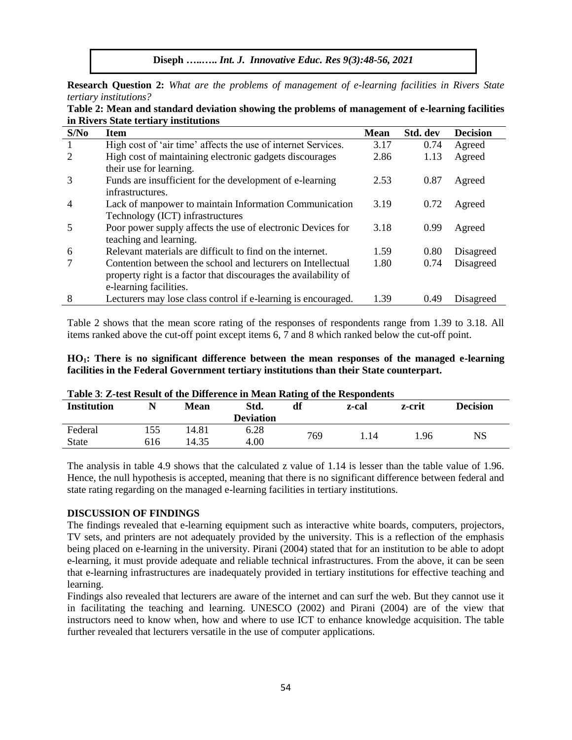**Research Question 2:** *What are the problems of management of e-learning facilities in Rivers State tertiary institutions?*

**Table 2: Mean and standard deviation showing the problems of management of e-learning facilities in Rivers State tertiary institutions**

| S/No | Item | Mean | Std. dev | Decision |
|---|---|---|---|---|
| 1 | High cost of 'air time' affects the use of internet Services. | 3.17 | 0.74 | Agreed |
| 2 | High cost of maintaining electronic gadgets discourages their use for learning. | 2.86 | 1.13 | Agreed |
| 3 | Funds are insufficient for the development of e-learning infrastructures. | 2.53 | 0.87 | Agreed |
| 4 | Lack of manpower to maintain Information Communication Technology (ICT) infrastructures | 3.19 | 0.72 | Agreed |
| 5 | Poor power supply affects the use of electronic Devices for teaching and learning. | 3.18 | 0.99 | Agreed |
| 6 | Relevant materials are difficult to find on the internet. | 1.59 | 0.80 | Disagreed |
| 7 | Contention between the school and lecturers on Intellectual property right is a factor that discourages the availability of e-learning facilities. | 1.80 | 0.74 | Disagreed |
| 8 | Lecturers may lose class control if e-learning is encouraged. | 1.39 | 0.49 | Disagreed |

Table 2 shows that the mean score rating of the responses of respondents range from 1.39 to 3.18. All items ranked above the cut-off point except items 6, 7 and 8 which ranked below the cut-off point.

**HO$_1$: There is no significant difference between the mean responses of the managed e-learning facilities in the Federal Government tertiary institutions than their State counterpart.**

**Table 3**: **Z-test Result of the Difference in Mean Rating of the Respondents**

| Institution | N | Mean | Std. Deviation | df | z-cal | z-crit | Decision |
|---|---|---|---|---|---|---|---|
| Federal | 155 | 14.81 | 6.28 | 769 | 1.14 | 1.96 | NS |
| State | 616 | 14.35 | 4.00 | | | | |

The analysis in table 4.9 shows that the calculated z value of 1.14 is lesser than the table value of 1.96. Hence, the null hypothesis is accepted, meaning that there is no significant difference between federal and state rating regarding on the managed e-learning facilities in tertiary institutions.

## DISCUSSION OF FINDINGS

The findings revealed that e-learning equipment such as interactive white boards, computers, projectors, TV sets, and printers are not adequately provided by the university. This is a reflection of the emphasis being placed on e-learning in the university. Pirani (2004) stated that for an institution to be able to adopt e-learning, it must provide adequate and reliable technical infrastructures. From the above, it can be seen that e-learning infrastructures are inadequately provided in tertiary institutions for effective teaching and learning.

Findings also revealed that lecturers are aware of the internet and can surf the web. But they cannot use it in facilitating the teaching and learning. UNESCO (2002) and Pirani (2004) are of the view that instructors need to know when, how and where to use ICT to enhance knowledge acquisition. The table further revealed that lecturers versatile in the use of computer applications.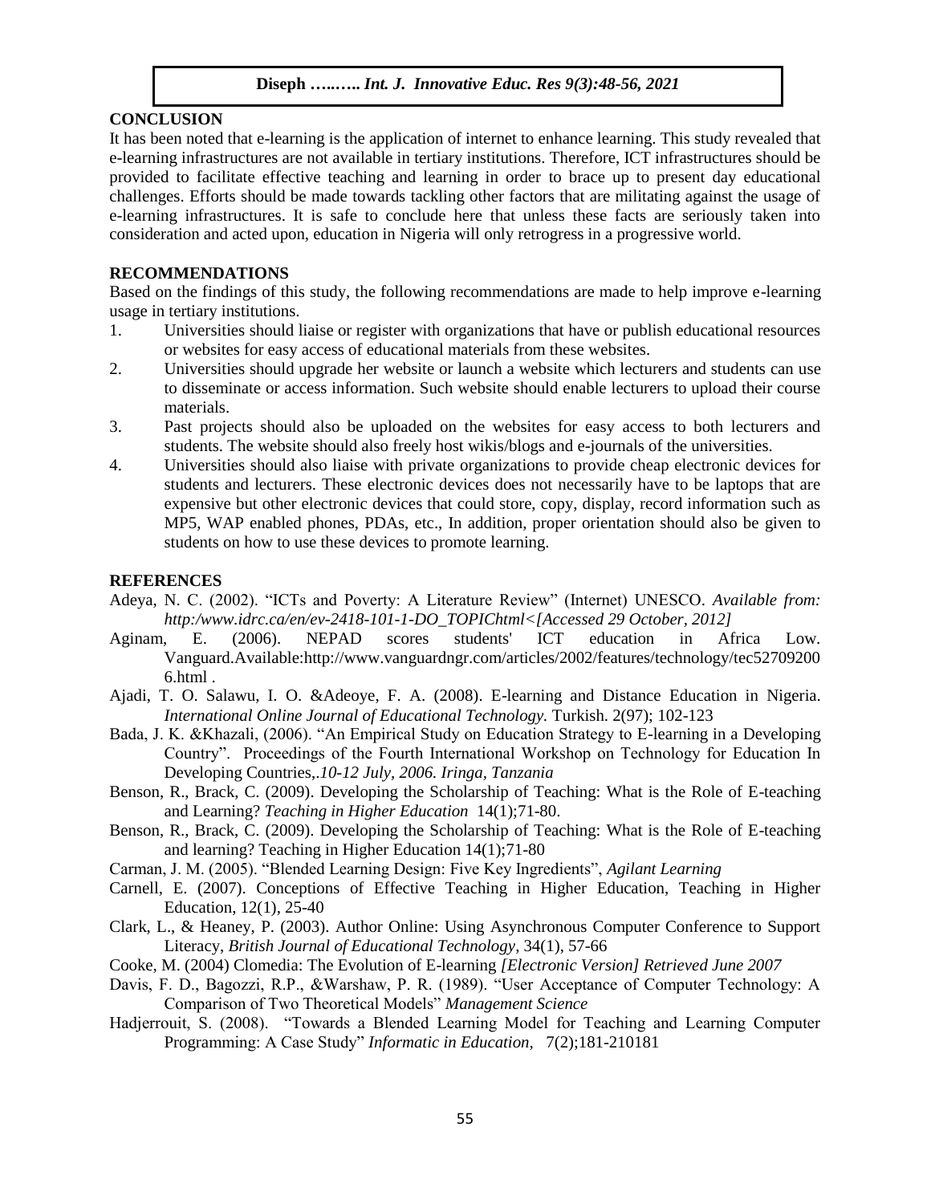## CONCLUSION

It has been noted that e-learning is the application of internet to enhance learning. This study revealed that e-learning infrastructures are not available in tertiary institutions. Therefore, ICT infrastructures should be provided to facilitate effective teaching and learning in order to brace up to present day educational challenges. Efforts should be made towards tackling other factors that are militating against the usage of e-learning infrastructures. It is safe to conclude here that unless these facts are seriously taken into consideration and acted upon, education in Nigeria will only retrogress in a progressive world.

## RECOMMENDATIONS

Based on the findings of this study, the following recommendations are made to help improve e-learning usage in tertiary institutions.

1. Universities should liaise or register with organizations that have or publish educational resources or websites for easy access of educational materials from these websites.
2. Universities should upgrade her website or launch a website which lecturers and students can use to disseminate or access information. Such website should enable lecturers to upload their course materials.
3. Past projects should also be uploaded on the websites for easy access to both lecturers and students. The website should also freely host wikis/blogs and e-journals of the universities.
4. Universities should also liaise with private organizations to provide cheap electronic devices for students and lecturers. These electronic devices does not necessarily have to be laptops that are expensive but other electronic devices that could store, copy, display, record information such as MP5, WAP enabled phones, PDAs, etc., In addition, proper orientation should also be given to students on how to use these devices to promote learning.

## REFERENCES

Adeya, N. C. (2002). "ICTs and Poverty: A Literature Review" (Internet) UNESCO. *Available from: http:/www.idrc.ca/en/ev-2418-101-1-DO_TOPIChtml<[Accessed 29 October, 2012]*

Aginam, E. (2006). NEPAD scores students' ICT education in Africa Low. Vanguard.Available:http://www.vanguardngr.com/articles/2002/features/technology/tec527092006.html .

Ajadi, T. O. Salawu, I. O. &Adeoye, F. A. (2008). E-learning and Distance Education in Nigeria. *International Online Journal of Educational Technology.* Turkish. 2(97); 102-123

Bada, J. K. &Khazali, (2006). "An Empirical Study on Education Strategy to E-learning in a Developing Country". Proceedings of the Fourth International Workshop on Technology for Education In Developing Countries,*.10-12 July, 2006. Iringa, Tanzania*

Benson, R., Brack, C. (2009). Developing the Scholarship of Teaching: What is the Role of E-teaching and Learning? *Teaching in Higher Education* 14(1);71-80.

Benson, R., Brack, C. (2009). Developing the Scholarship of Teaching: What is the Role of E-teaching and learning? Teaching in Higher Education 14(1);71-80

Carman, J. M. (2005). "Blended Learning Design: Five Key Ingredients", *Agilant Learning*

Carnell, E. (2007). Conceptions of Effective Teaching in Higher Education, Teaching in Higher Education, 12(1), 25-40

Clark, L., & Heaney, P. (2003). Author Online: Using Asynchronous Computer Conference to Support Literacy, *British Journal of Educational Technology*, 34(1), 57-66

Cooke, M. (2004) Clomedia: The Evolution of E-learning *[Electronic Version] Retrieved June 2007*

Davis, F. D., Bagozzi, R.P., &Warshaw, P. R. (1989). "User Acceptance of Computer Technology: A Comparison of Two Theoretical Models" *Management Science*

Hadjerrouit, S. (2008). "Towards a Blended Learning Model for Teaching and Learning Computer Programming: A Case Study" *Informatic in Education,* 7(2);181-210181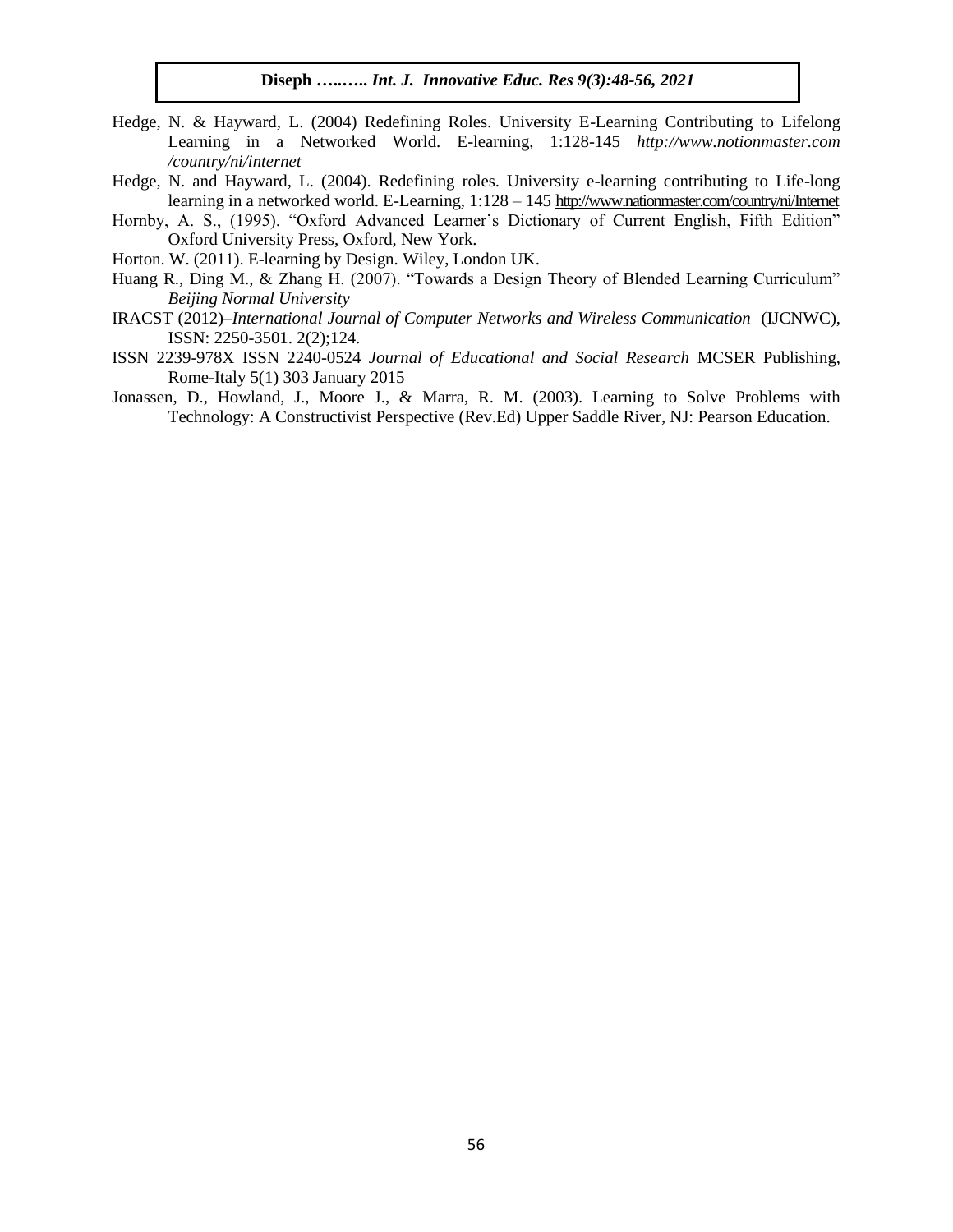Hedge, N. & Hayward, L. (2004) Redefining Roles. University E-Learning Contributing to Lifelong Learning in a Networked World. E-learning, 1:128-145 *http://www.notionmaster.com /country/ni/internet*

Hedge, N. and Hayward, L. (2004). Redefining roles. University e-learning contributing to Life-long learning in a networked world. E-Learning, 1:128 – 145 http://www.nationmaster.com/country/ni/Internet

Hornby, A. S., (1995). "Oxford Advanced Learner's Dictionary of Current English, Fifth Edition" Oxford University Press, Oxford, New York.

Horton. W. (2011). E-learning by Design. Wiley, London UK.

Huang R., Ding M., & Zhang H. (2007). "Towards a Design Theory of Blended Learning Curriculum" *Beijing Normal University*

IRACST (2012)–*International Journal of Computer Networks and Wireless Communication* (IJCNWC), ISSN: 2250-3501. 2(2);124.

ISSN 2239-978X ISSN 2240-0524 *Journal of Educational and Social Research* MCSER Publishing, Rome-Italy 5(1) 303 January 2015

Jonassen, D., Howland, J., Moore J., & Marra, R. M. (2003). Learning to Solve Problems with Technology: A Constructivist Perspective (Rev.Ed) Upper Saddle River, NJ: Pearson Education.